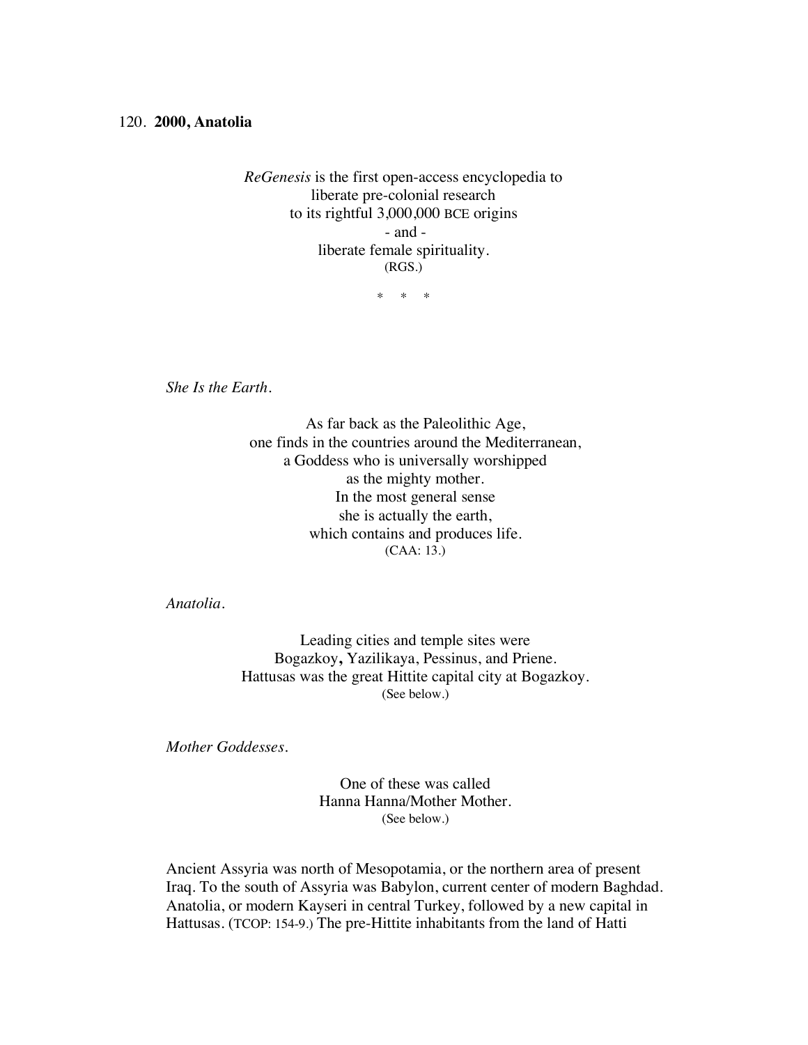120. **2000, Anatolia**

*ReGenesis* is the first open-access encyclopedia to
liberate pre-colonial research
to its rightful 3,000,000 BCE origins
\- and -
liberate female spirituality.
(RGS.)

\*   \*   \*

*She Is the Earth.*

As far back as the Paleolithic Age,
one finds in the countries around the Mediterranean,
a Goddess who is universally worshipped
as the mighty mother.
In the most general sense
she is actually the earth,
which contains and produces life.
(CAA: 13.)

*Anatolia.*

Leading cities and temple sites were
Bogazkoy**,** Yazilikaya, Pessinus, and Priene.
Hattusas was the great Hittite capital city at Bogazkoy.
(See below.)

*Mother Goddesses.*

One of these was called
Hanna Hanna/Mother Mother.
(See below.)

Ancient Assyria was north of Mesopotamia, or the northern area of present Iraq. To the south of Assyria was Babylon, current center of modern Baghdad. Anatolia, or modern Kayseri in central Turkey, followed by a new capital in Hattusas. (TCOP: 154-9.) The pre-Hittite inhabitants from the land of Hatti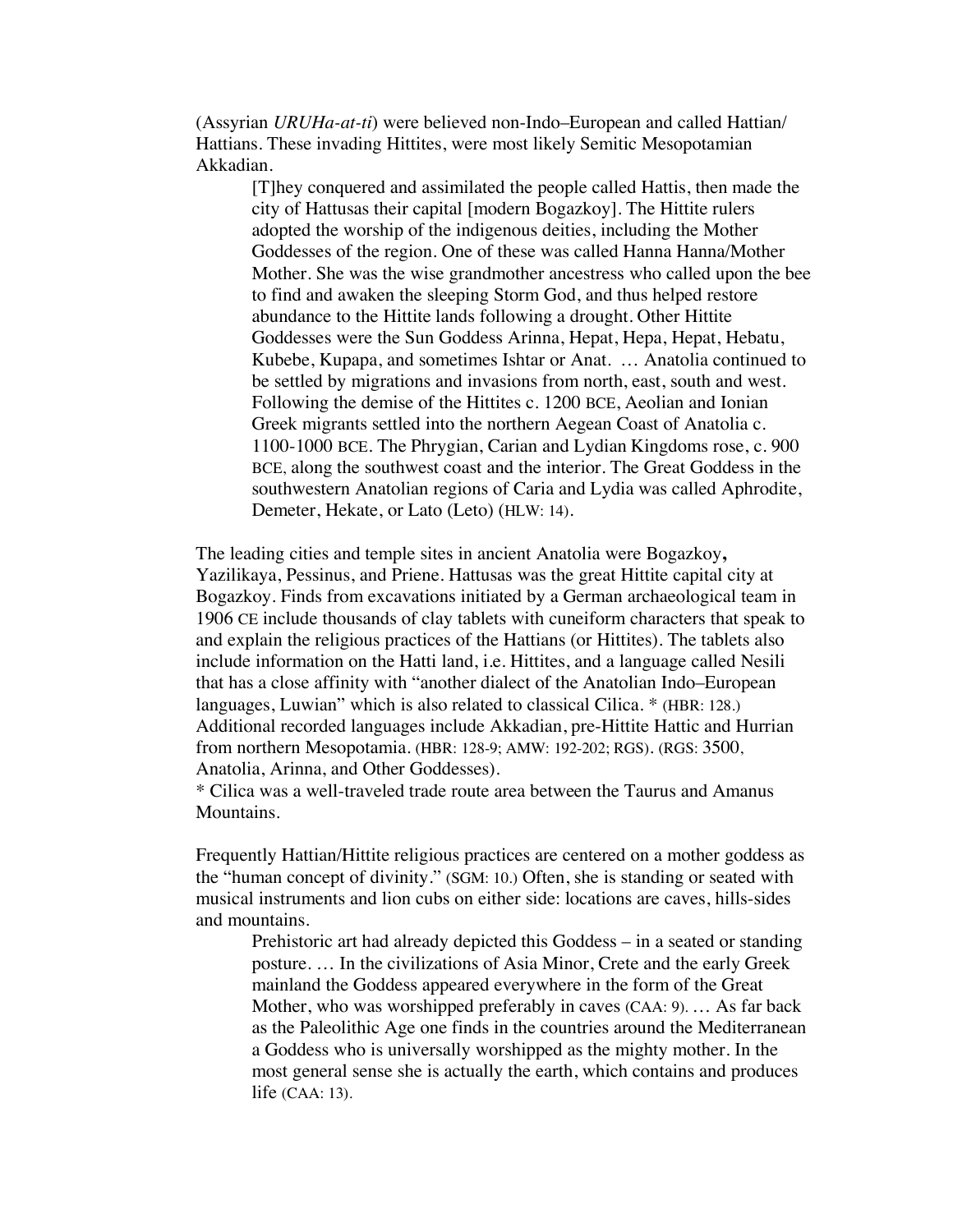(Assyrian *URUHa-at-ti*) were believed non-Indo–European and called Hattian/ Hattians. These invading Hittites, were most likely Semitic Mesopotamian Akkadian.

> [T]hey conquered and assimilated the people called Hattis, then made the city of Hattusas their capital [modern Bogazkoy]. The Hittite rulers adopted the worship of the indigenous deities, including the Mother Goddesses of the region. One of these was called Hanna Hanna/Mother Mother. She was the wise grandmother ancestress who called upon the bee to find and awaken the sleeping Storm God, and thus helped restore abundance to the Hittite lands following a drought. Other Hittite Goddesses were the Sun Goddess Arinna, Hepat, Hepa, Hepat, Hebatu, Kubebe, Kupapa, and sometimes Ishtar or Anat. … Anatolia continued to be settled by migrations and invasions from north, east, south and west. Following the demise of the Hittites c. 1200 BCE, Aeolian and Ionian Greek migrants settled into the northern Aegean Coast of Anatolia c. 1100-1000 BCE. The Phrygian, Carian and Lydian Kingdoms rose, c. 900 BCE, along the southwest coast and the interior. The Great Goddess in the southwestern Anatolian regions of Caria and Lydia was called Aphrodite, Demeter, Hekate, or Lato (Leto) (HLW: 14).

The leading cities and temple sites in ancient Anatolia were Bogazkoy**,** Yazilikaya, Pessinus, and Priene. Hattusas was the great Hittite capital city at Bogazkoy. Finds from excavations initiated by a German archaeological team in 1906 CE include thousands of clay tablets with cuneiform characters that speak to and explain the religious practices of the Hattians (or Hittites). The tablets also include information on the Hatti land, i.e. Hittites, and a language called Nesili that has a close affinity with "another dialect of the Anatolian Indo–European languages, Luwian" which is also related to classical Cilica. * (HBR: 128.) Additional recorded languages include Akkadian, pre-Hittite Hattic and Hurrian from northern Mesopotamia. (HBR: 128-9; AMW: 192-202; RGS). (RGS: 3500, Anatolia, Arinna, and Other Goddesses).

\* Cilica was a well-traveled trade route area between the Taurus and Amanus Mountains.

Frequently Hattian/Hittite religious practices are centered on a mother goddess as the "human concept of divinity." (SGM: 10.) Often, she is standing or seated with musical instruments and lion cubs on either side: locations are caves, hills-sides and mountains.

> Prehistoric art had already depicted this Goddess – in a seated or standing posture. … In the civilizations of Asia Minor, Crete and the early Greek mainland the Goddess appeared everywhere in the form of the Great Mother, who was worshipped preferably in caves (CAA: 9). … As far back as the Paleolithic Age one finds in the countries around the Mediterranean a Goddess who is universally worshipped as the mighty mother. In the most general sense she is actually the earth, which contains and produces life (CAA: 13).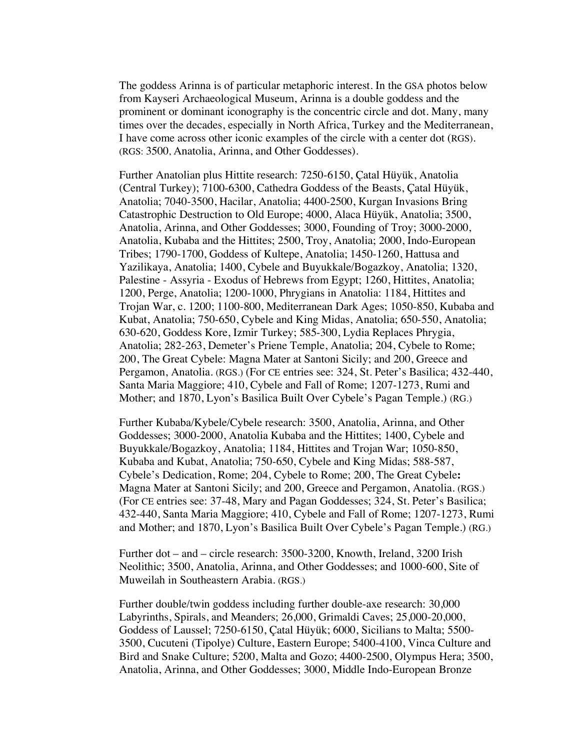The goddess Arinna is of particular metaphoric interest. In the GSA photos below from Kayseri Archaeological Museum, Arinna is a double goddess and the prominent or dominant iconography is the concentric circle and dot. Many, many times over the decades, especially in North Africa, Turkey and the Mediterranean, I have come across other iconic examples of the circle with a center dot (RGS). (RGS: 3500, Anatolia, Arinna, and Other Goddesses).

Further Anatolian plus Hittite research: 7250-6150, Çatal Hüyük, Anatolia (Central Turkey); 7100-6300, Cathedra Goddess of the Beasts, Çatal Hüyük, Anatolia; 7040-3500, Hacilar, Anatolia; 4400-2500, Kurgan Invasions Bring Catastrophic Destruction to Old Europe; 4000, Alaca Hüyük, Anatolia; 3500, Anatolia, Arinna, and Other Goddesses; 3000, Founding of Troy; 3000-2000, Anatolia, Kubaba and the Hittites; 2500, Troy, Anatolia; 2000, Indo-European Tribes; 1790-1700, Goddess of Kultepe, Anatolia; 1450-1260, Hattusa and Yazilikaya, Anatolia; 1400, Cybele and Buyukkale/Bogazkoy, Anatolia; 1320, Palestine - Assyria - Exodus of Hebrews from Egypt; 1260, Hittites, Anatolia; 1200, Perge, Anatolia; 1200-1000, Phrygians in Anatolia: 1184, Hittites and Trojan War, c. 1200; 1100-800, Mediterranean Dark Ages; 1050-850, Kubaba and Kubat, Anatolia; 750-650, Cybele and King Midas, Anatolia; 650-550, Anatolia; 630-620, Goddess Kore, Izmir Turkey; 585-300, Lydia Replaces Phrygia, Anatolia; 282-263, Demeter's Priene Temple, Anatolia; 204, Cybele to Rome; 200, The Great Cybele: Magna Mater at Santoni Sicily; and 200, Greece and Pergamon, Anatolia. (RGS.) (For CE entries see: 324, St. Peter's Basilica; 432-440, Santa Maria Maggiore; 410, Cybele and Fall of Rome; 1207-1273, Rumi and Mother; and 1870, Lyon's Basilica Built Over Cybele's Pagan Temple.) (RG.)

Further Kubaba/Kybele/Cybele research: 3500, Anatolia, Arinna, and Other Goddesses; 3000-2000, Anatolia Kubaba and the Hittites; 1400, Cybele and Buyukkale/Bogazkoy, Anatolia; 1184, Hittites and Trojan War; 1050-850, Kubaba and Kubat, Anatolia; 750-650, Cybele and King Midas; 588-587, Cybele's Dedication, Rome; 204, Cybele to Rome; 200, The Great Cybele**:** Magna Mater at Santoni Sicily; and 200, Greece and Pergamon, Anatolia. (RGS.) (For CE entries see: 37-48, Mary and Pagan Goddesses; 324, St. Peter's Basilica; 432-440, Santa Maria Maggiore; 410, Cybele and Fall of Rome; 1207-1273, Rumi and Mother; and 1870, Lyon's Basilica Built Over Cybele's Pagan Temple.) (RG.)

Further dot – and – circle research: 3500-3200, Knowth, Ireland, 3200 Irish Neolithic; 3500, Anatolia, Arinna, and Other Goddesses; and 1000-600, Site of Muweilah in Southeastern Arabia. (RGS.)

Further double/twin goddess including further double-axe research: 30,000 Labyrinths, Spirals, and Meanders; 26,000, Grimaldi Caves; 25,000-20,000, Goddess of Laussel; 7250-6150, Çatal Hüyük; 6000, Sicilians to Malta; 5500-3500, Cucuteni (Tipolye) Culture, Eastern Europe; 5400-4100, Vinca Culture and Bird and Snake Culture; 5200, Malta and Gozo; 4400-2500, Olympus Hera; 3500, Anatolia, Arinna, and Other Goddesses; 3000, Middle Indo-European Bronze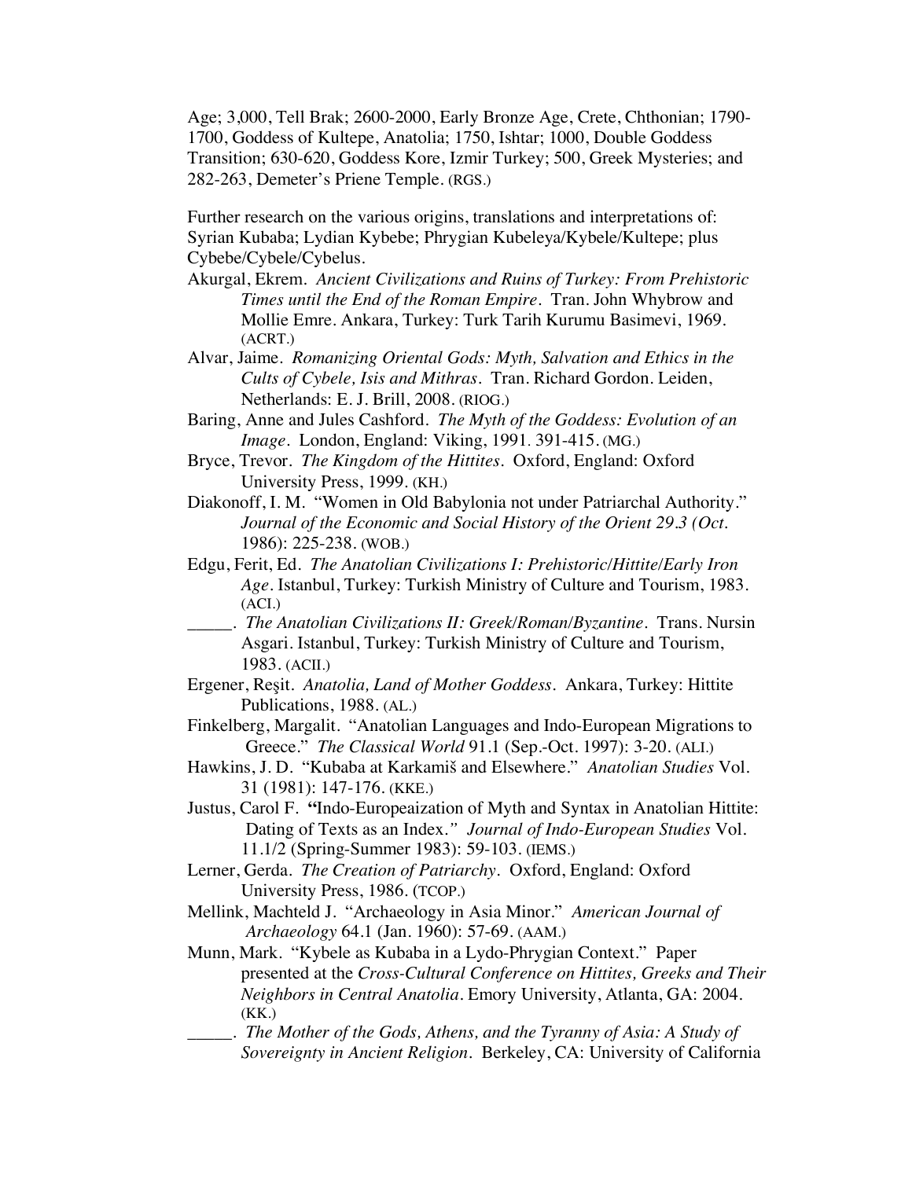Age; 3,000, Tell Brak; 2600-2000, Early Bronze Age, Crete, Chthonian; 1790-1700, Goddess of Kultepe, Anatolia; 1750, Ishtar; 1000, Double Goddess Transition; 630-620, Goddess Kore, Izmir Turkey; 500, Greek Mysteries; and 282-263, Demeter's Priene Temple. (RGS.)

Further research on the various origins, translations and interpretations of: Syrian Kubaba; Lydian Kybebe; Phrygian Kubeleya/Kybele/Kultepe; plus Cybebe/Cybele/Cybelus.

Akurgal, Ekrem. *Ancient Civilizations and Ruins of Turkey: From Prehistoric Times until the End of the Roman Empire*. Tran. John Whybrow and Mollie Emre. Ankara, Turkey: Turk Tarih Kurumu Basimevi, 1969. (ACRT.)

Alvar, Jaime. *Romanizing Oriental Gods: Myth, Salvation and Ethics in the Cults of Cybele, Isis and Mithras*. Tran. Richard Gordon. Leiden, Netherlands: E. J. Brill, 2008. (RIOG.)

Baring, Anne and Jules Cashford. *The Myth of the Goddess: Evolution of an Image*. London, England: Viking, 1991. 391-415. (MG.)

Bryce, Trevor. *The Kingdom of the Hittites*. Oxford, England: Oxford University Press, 1999. (KH.)

Diakonoff, I. M. "Women in Old Babylonia not under Patriarchal Authority." *Journal of the Economic and Social History of the Orient 29.3 (Oct.* 1986): 225-238. (WOB.)

Edgu, Ferit, Ed. *The Anatolian Civilizations I: Prehistoric/Hittite/Early Iron Age*. Istanbul, Turkey: Turkish Ministry of Culture and Tourism, 1983. (ACI.)

_____. *The Anatolian Civilizations II: Greek/Roman/Byzantine*. Trans. Nursin Asgari. Istanbul, Turkey: Turkish Ministry of Culture and Tourism, 1983. (ACII.)

Ergener, Reşit. *Anatolia, Land of Mother Goddess*. Ankara, Turkey: Hittite Publications, 1988. (AL.)

Finkelberg, Margalit. "Anatolian Languages and Indo-European Migrations to Greece." *The Classical World* 91.1 (Sep.-Oct. 1997): 3-20. (ALI.)

Hawkins, J. D. "Kubaba at Karkamiš and Elsewhere." *Anatolian Studies* Vol. 31 (1981): 147-176. (KKE.)

Justus, Carol F. **"**Indo-Europeaization of Myth and Syntax in Anatolian Hittite: Dating of Texts as an Index.*" Journal of Indo-European Studies* Vol. 11.1/2 (Spring-Summer 1983): 59-103. (IEMS.)

Lerner, Gerda. *The Creation of Patriarchy*. Oxford, England: Oxford University Press, 1986. (TCOP.)

Mellink, Machteld J. "Archaeology in Asia Minor." *American Journal of Archaeology* 64.1 (Jan. 1960): 57-69. (AAM.)

Munn, Mark. "Kybele as Kubaba in a Lydo-Phrygian Context." Paper presented at the *Cross-Cultural Conference on Hittites, Greeks and Their Neighbors in Central Anatolia*. Emory University, Atlanta, GA: 2004. (KK.)

_____. *The Mother of the Gods, Athens, and the Tyranny of Asia: A Study of Sovereignty in Ancient Religion*. Berkeley, CA: University of California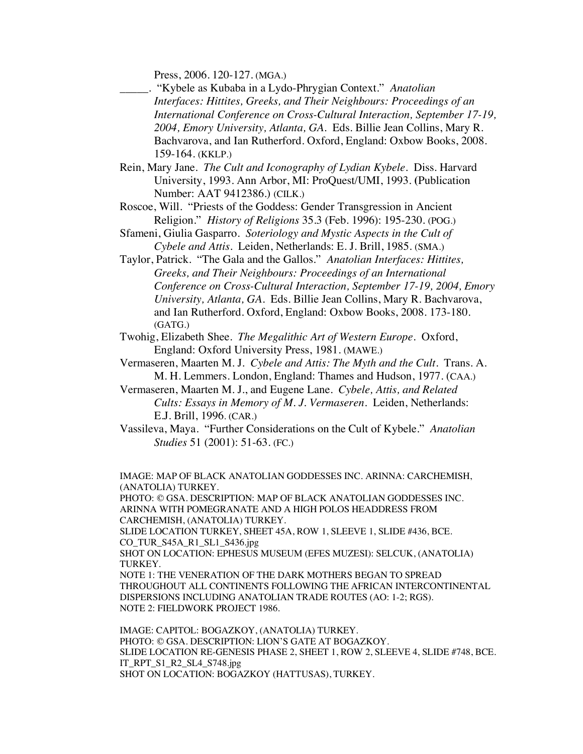Press, 2006. 120-127. (MGA.)

_____. "Kybele as Kubaba in a Lydo-Phrygian Context." *Anatolian Interfaces: Hittites, Greeks, and Their Neighbours: Proceedings of an International Conference on Cross-Cultural Interaction, September 17-19, 2004, Emory University, Atlanta, GA.* Eds. Billie Jean Collins, Mary R. Bachvarova, and Ian Rutherford. Oxford, England: Oxbow Books, 2008. 159-164. (KKLP.)

Rein, Mary Jane. *The Cult and Iconography of Lydian Kybele.* Diss. Harvard University, 1993. Ann Arbor, MI: ProQuest/UMI, 1993. (Publication Number: AAT 9412386.) (CILK.)

Roscoe, Will. "Priests of the Goddess: Gender Transgression in Ancient Religion." *History of Religions* 35.3 (Feb. 1996): 195-230. (POG.)

Sfameni, Giulia Gasparro. *Soteriology and Mystic Aspects in the Cult of Cybele and Attis.* Leiden, Netherlands: E. J. Brill, 1985. (SMA.)

Taylor, Patrick. "The Gala and the Gallos." *Anatolian Interfaces: Hittites, Greeks, and Their Neighbours: Proceedings of an International Conference on Cross-Cultural Interaction, September 17-19, 2004, Emory University, Atlanta, GA.* Eds. Billie Jean Collins, Mary R. Bachvarova, and Ian Rutherford. Oxford, England: Oxbow Books, 2008. 173-180. (GATG.)

Twohig, Elizabeth Shee. *The Megalithic Art of Western Europe.* Oxford, England: Oxford University Press, 1981. (MAWE.)

Vermaseren, Maarten M. J. *Cybele and Attis: The Myth and the Cult.* Trans. A. M. H. Lemmers. London, England: Thames and Hudson, 1977. (CAA.)

Vermaseren, Maarten M. J., and Eugene Lane. *Cybele, Attis, and Related Cults: Essays in Memory of M. J. Vermaseren.* Leiden, Netherlands: E.J. Brill, 1996. (CAR.)

Vassileva, Maya. "Further Considerations on the Cult of Kybele." *Anatolian Studies* 51 (2001): 51-63. (FC.)

IMAGE: MAP OF BLACK ANATOLIAN GODDESSES INC. ARINNA: CARCHEMISH, (ANATOLIA) TURKEY.
PHOTO: © GSA. DESCRIPTION: MAP OF BLACK ANATOLIAN GODDESSES INC. ARINNA WITH POMEGRANATE AND A HIGH POLOS HEADDRESS FROM CARCHEMISH, (ANATOLIA) TURKEY.
SLIDE LOCATION TURKEY, SHEET 45A, ROW 1, SLEEVE 1, SLIDE #436, BCE.
CO_TUR_S45A_R1_SL1_S436.jpg
SHOT ON LOCATION: EPHESUS MUSEUM (EFES MUZESI): SELCUK, (ANATOLIA) TURKEY.
NOTE 1: THE VENERATION OF THE DARK MOTHERS BEGAN TO SPREAD THROUGHOUT ALL CONTINENTS FOLLOWING THE AFRICAN INTERCONTINENTAL DISPERSIONS INCLUDING ANATOLIAN TRADE ROUTES (AO: 1-2; RGS).
NOTE 2: FIELDWORK PROJECT 1986.

IMAGE: CAPITOL: BOGAZKOY, (ANATOLIA) TURKEY.
PHOTO: © GSA. DESCRIPTION: LION'S GATE AT BOGAZKOY.
SLIDE LOCATION RE-GENESIS PHASE 2, SHEET 1, ROW 2, SLEEVE 4, SLIDE #748, BCE.
IT_RPT_S1_R2_SL4_S748.jpg
SHOT ON LOCATION: BOGAZKOY (HATTUSAS), TURKEY.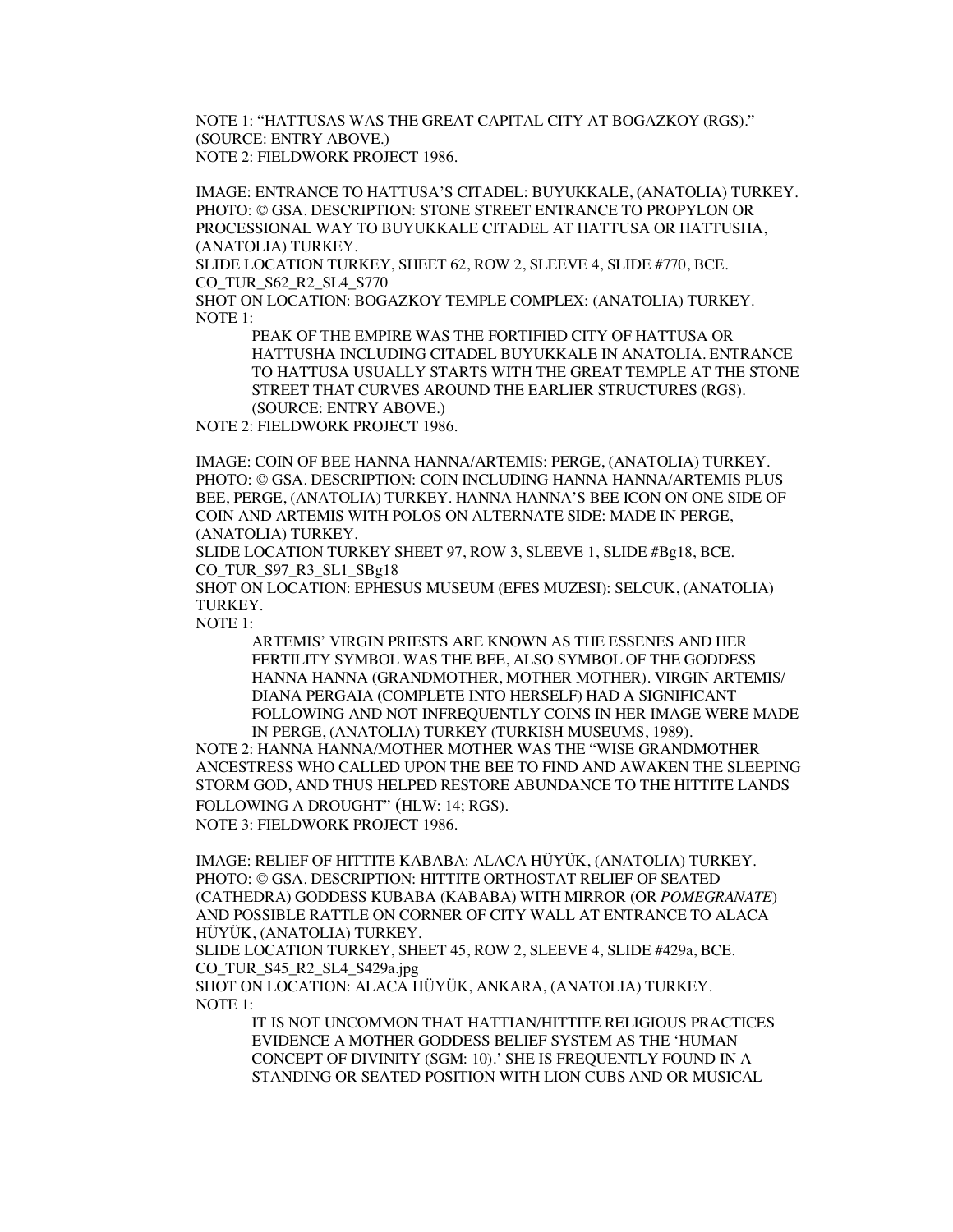NOTE 1: "HATTUSAS WAS THE GREAT CAPITAL CITY AT BOGAZKOY (RGS)." (SOURCE: ENTRY ABOVE.)
NOTE 2: FIELDWORK PROJECT 1986.

IMAGE: ENTRANCE TO HATTUSA'S CITADEL: BUYUKKALE, (ANATOLIA) TURKEY.
PHOTO: © GSA. DESCRIPTION: STONE STREET ENTRANCE TO PROPYLON OR PROCESSIONAL WAY TO BUYUKKALE CITADEL AT HATTUSA OR HATTUSHA, (ANATOLIA) TURKEY.
SLIDE LOCATION TURKEY, SHEET 62, ROW 2, SLEEVE 4, SLIDE #770, BCE.
CO_TUR_S62_R2_SL4_S770
SHOT ON LOCATION: BOGAZKOY TEMPLE COMPLEX: (ANATOLIA) TURKEY.
NOTE 1:

> PEAK OF THE EMPIRE WAS THE FORTIFIED CITY OF HATTUSA OR HATTUSHA INCLUDING CITADEL BUYUKKALE IN ANATOLIA. ENTRANCE TO HATTUSA USUALLY STARTS WITH THE GREAT TEMPLE AT THE STONE STREET THAT CURVES AROUND THE EARLIER STRUCTURES (RGS). (SOURCE: ENTRY ABOVE.)

NOTE 2: FIELDWORK PROJECT 1986.

IMAGE: COIN OF BEE HANNA HANNA/ARTEMIS: PERGE, (ANATOLIA) TURKEY.
PHOTO: © GSA. DESCRIPTION: COIN INCLUDING HANNA HANNA/ARTEMIS PLUS BEE, PERGE, (ANATOLIA) TURKEY. HANNA HANNA'S BEE ICON ON ONE SIDE OF COIN AND ARTEMIS WITH POLOS ON ALTERNATE SIDE: MADE IN PERGE, (ANATOLIA) TURKEY.
SLIDE LOCATION TURKEY SHEET 97, ROW 3, SLEEVE 1, SLIDE #Bg18, BCE.
CO_TUR_S97_R3_SL1_SBg18
SHOT ON LOCATION: EPHESUS MUSEUM (EFES MUZESI): SELCUK, (ANATOLIA) TURKEY.
NOTE 1:

> ARTEMIS' VIRGIN PRIESTS ARE KNOWN AS THE ESSENES AND HER FERTILITY SYMBOL WAS THE BEE, ALSO SYMBOL OF THE GODDESS HANNA HANNA (GRANDMOTHER, MOTHER MOTHER). VIRGIN ARTEMIS/ DIANA PERGAIA (COMPLETE INTO HERSELF) HAD A SIGNIFICANT FOLLOWING AND NOT INFREQUENTLY COINS IN HER IMAGE WERE MADE IN PERGE, (ANATOLIA) TURKEY (TURKISH MUSEUMS, 1989).

NOTE 2: HANNA HANNA/MOTHER MOTHER WAS THE "WISE GRANDMOTHER ANCESTRESS WHO CALLED UPON THE BEE TO FIND AND AWAKEN THE SLEEPING STORM GOD, AND THUS HELPED RESTORE ABUNDANCE TO THE HITTITE LANDS FOLLOWING A DROUGHT" (HLW: 14; RGS).
NOTE 3: FIELDWORK PROJECT 1986.

IMAGE: RELIEF OF HITTITE KABABA: ALACA HÜYÜK, (ANATOLIA) TURKEY.
PHOTO: © GSA. DESCRIPTION: HITTITE ORTHOSTAT RELIEF OF SEATED (CATHEDRA) GODDESS KUBABA (KABABA) WITH MIRROR (OR *POMEGRANATE*) AND POSSIBLE RATTLE ON CORNER OF CITY WALL AT ENTRANCE TO ALACA HÜYÜK, (ANATOLIA) TURKEY.
SLIDE LOCATION TURKEY, SHEET 45, ROW 2, SLEEVE 4, SLIDE #429a, BCE.
CO_TUR_S45_R2_SL4_S429a.jpg
SHOT ON LOCATION: ALACA HÜYÜK, ANKARA, (ANATOLIA) TURKEY.
NOTE 1:

> IT IS NOT UNCOMMON THAT HATTIAN/HITTITE RELIGIOUS PRACTICES EVIDENCE A MOTHER GODDESS BELIEF SYSTEM AS THE 'HUMAN CONCEPT OF DIVINITY (SGM: 10).' SHE IS FREQUENTLY FOUND IN A STANDING OR SEATED POSITION WITH LION CUBS AND OR MUSICAL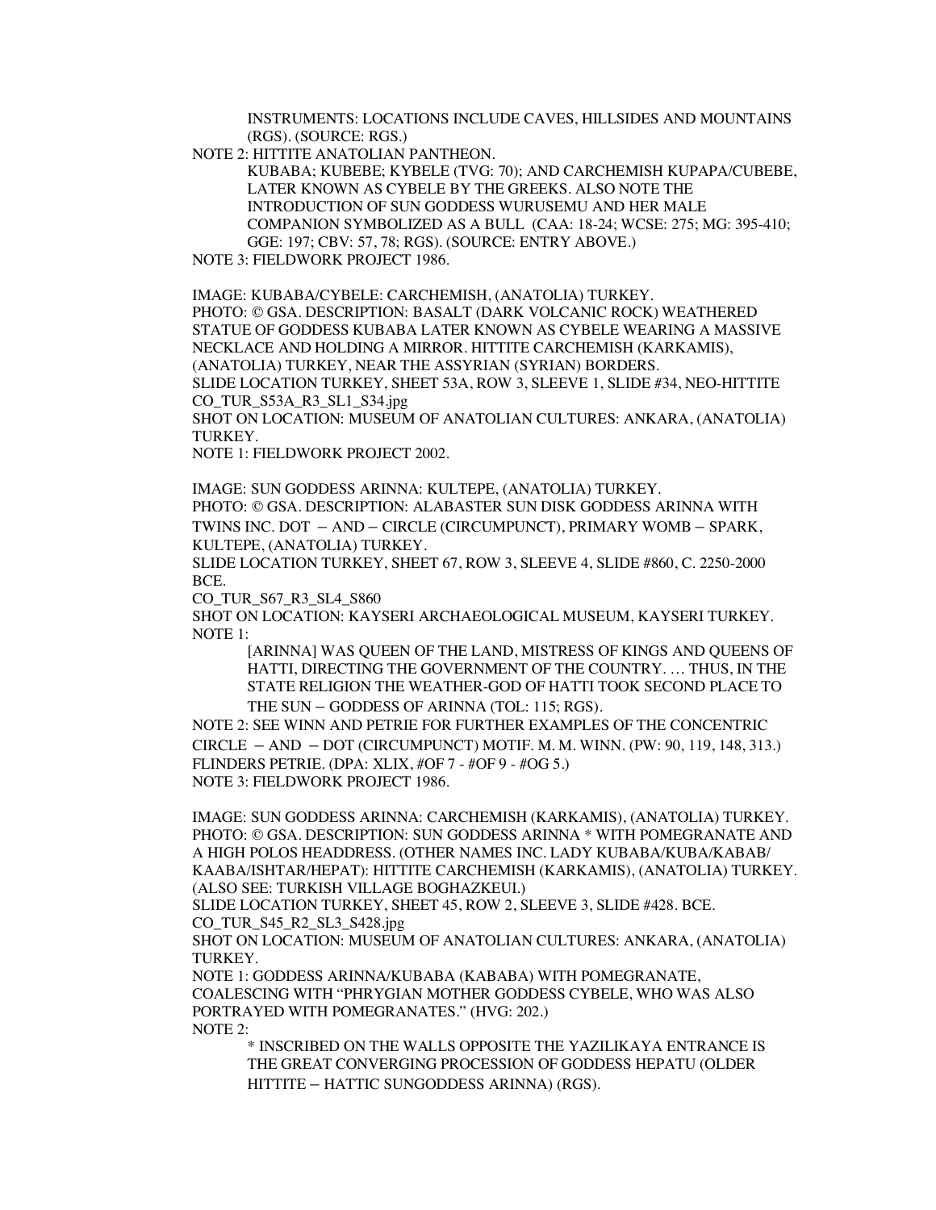INSTRUMENTS: LOCATIONS INCLUDE CAVES, HILLSIDES AND MOUNTAINS (RGS). (SOURCE: RGS.)

NOTE 2: HITTITE ANATOLIAN PANTHEON.

> KUBABA; KUBEBE; KYBELE (TVG: 70); AND CARCHEMISH KUPAPA/CUBEBE, LATER KNOWN AS CYBELE BY THE GREEKS. ALSO NOTE THE INTRODUCTION OF SUN GODDESS WURUSEMU AND HER MALE COMPANION SYMBOLIZED AS A BULL (CAA: 18-24; WCSE: 275; MG: 395-410; GGE: 197; CBV: 57, 78; RGS). (SOURCE: ENTRY ABOVE.)

NOTE 3: FIELDWORK PROJECT 1986.

IMAGE: KUBABA/CYBELE: CARCHEMISH, (ANATOLIA) TURKEY.
PHOTO: © GSA. DESCRIPTION: BASALT (DARK VOLCANIC ROCK) WEATHERED STATUE OF GODDESS KUBABA LATER KNOWN AS CYBELE WEARING A MASSIVE NECKLACE AND HOLDING A MIRROR. HITTITE CARCHEMISH (KARKAMIS), (ANATOLIA) TURKEY, NEAR THE ASSYRIAN (SYRIAN) BORDERS.
SLIDE LOCATION TURKEY, SHEET 53A, ROW 3, SLEEVE 1, SLIDE #34, NEO-HITTITE
CO_TUR_S53A_R3_SL1_S34.jpg
SHOT ON LOCATION: MUSEUM OF ANATOLIAN CULTURES: ANKARA, (ANATOLIA) TURKEY.
NOTE 1: FIELDWORK PROJECT 2002.

IMAGE: SUN GODDESS ARINNA: KULTEPE, (ANATOLIA) TURKEY.
PHOTO: © GSA. DESCRIPTION: ALABASTER SUN DISK GODDESS ARINNA WITH TWINS INC. DOT – AND – CIRCLE (CIRCUMPUNCT), PRIMARY WOMB – SPARK, KULTEPE, (ANATOLIA) TURKEY.
SLIDE LOCATION TURKEY, SHEET 67, ROW 3, SLEEVE 4, SLIDE #860, C. 2250-2000 BCE.
CO_TUR_S67_R3_SL4_S860
SHOT ON LOCATION: KAYSERI ARCHAEOLOGICAL MUSEUM, KAYSERI TURKEY.
NOTE 1:

> [ARINNA] WAS QUEEN OF THE LAND, MISTRESS OF KINGS AND QUEENS OF HATTI, DIRECTING THE GOVERNMENT OF THE COUNTRY. … THUS, IN THE STATE RELIGION THE WEATHER-GOD OF HATTI TOOK SECOND PLACE TO THE SUN – GODDESS OF ARINNA (TOL: 115; RGS).

NOTE 2: SEE WINN AND PETRIE FOR FURTHER EXAMPLES OF THE CONCENTRIC CIRCLE – AND – DOT (CIRCUMPUNCT) MOTIF. M. M. WINN. (PW: 90, 119, 148, 313.) FLINDERS PETRIE. (DPA: XLIX, #OF 7 - #OF 9 - #OG 5.)
NOTE 3: FIELDWORK PROJECT 1986.

IMAGE: SUN GODDESS ARINNA: CARCHEMISH (KARKAMIS), (ANATOLIA) TURKEY.
PHOTO: © GSA. DESCRIPTION: SUN GODDESS ARINNA * WITH POMEGRANATE AND A HIGH POLOS HEADDRESS. (OTHER NAMES INC. LADY KUBABA/KUBA/KABAB/ KAABA/ISHTAR/HEPAT): HITTITE CARCHEMISH (KARKAMIS), (ANATOLIA) TURKEY. (ALSO SEE: TURKISH VILLAGE BOGHAZKEUI.)
SLIDE LOCATION TURKEY, SHEET 45, ROW 2, SLEEVE 3, SLIDE #428. BCE.
CO_TUR_S45_R2_SL3_S428.jpg
SHOT ON LOCATION: MUSEUM OF ANATOLIAN CULTURES: ANKARA, (ANATOLIA) TURKEY.
NOTE 1: GODDESS ARINNA/KUBABA (KABABA) WITH POMEGRANATE, COALESCING WITH "PHRYGIAN MOTHER GODDESS CYBELE, WHO WAS ALSO PORTRAYED WITH POMEGRANATES." (HVG: 202.)
NOTE 2:

> * INSCRIBED ON THE WALLS OPPOSITE THE YAZILIKAYA ENTRANCE IS THE GREAT CONVERGING PROCESSION OF GODDESS HEPATU (OLDER HITTITE – HATTIC SUNGODDESS ARINNA) (RGS).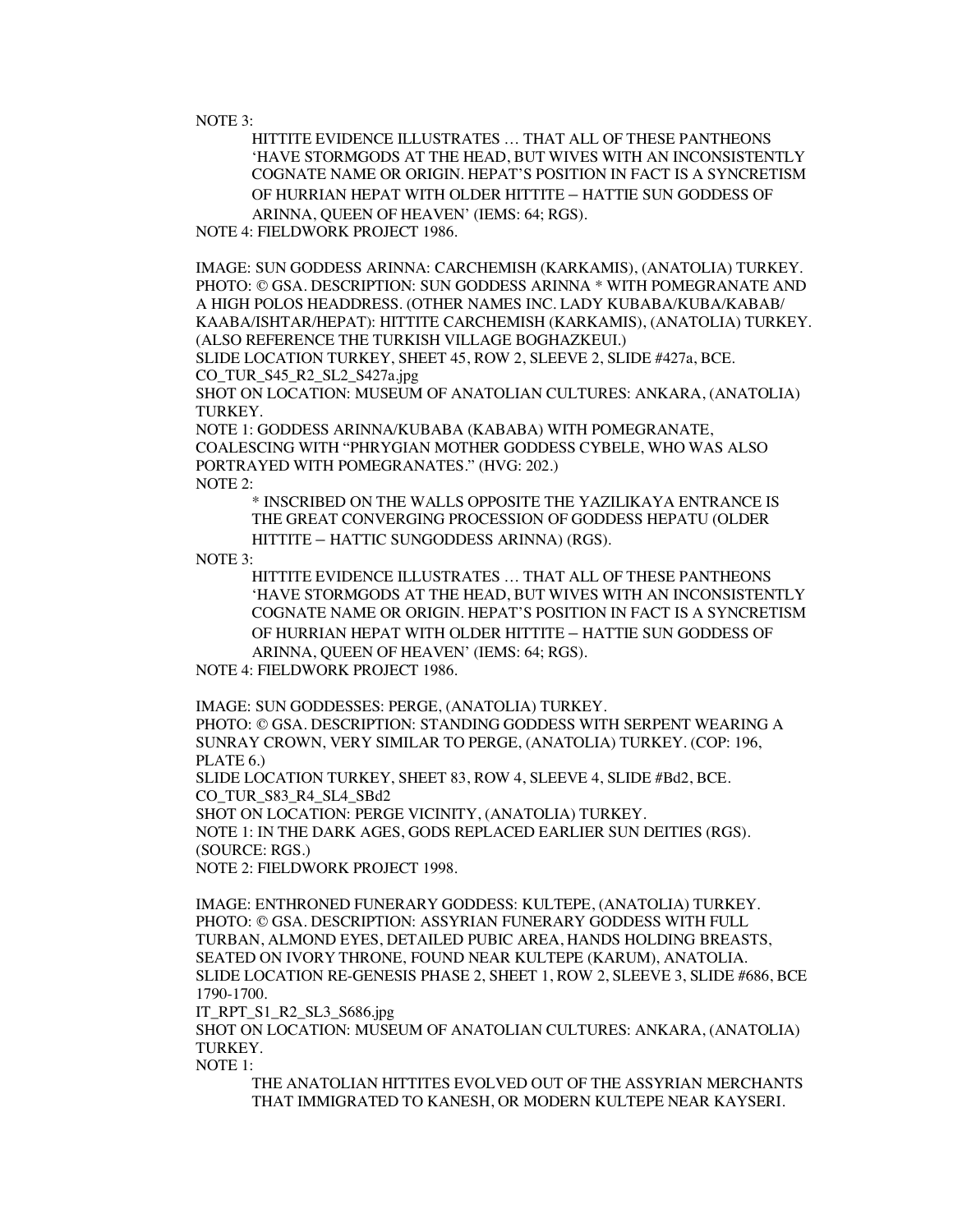NOTE 3:

> HITTITE EVIDENCE ILLUSTRATES … THAT ALL OF THESE PANTHEONS 'HAVE STORMGODS AT THE HEAD, BUT WIVES WITH AN INCONSISTENTLY COGNATE NAME OR ORIGIN. HEPAT'S POSITION IN FACT IS A SYNCRETISM OF HURRIAN HEPAT WITH OLDER HITTITE – HATTIE SUN GODDESS OF ARINNA, QUEEN OF HEAVEN' (IEMS: 64; RGS).

NOTE 4: FIELDWORK PROJECT 1986.

IMAGE: SUN GODDESS ARINNA: CARCHEMISH (KARKAMIS), (ANATOLIA) TURKEY.
PHOTO: © GSA. DESCRIPTION: SUN GODDESS ARINNA * WITH POMEGRANATE AND A HIGH POLOS HEADDRESS. (OTHER NAMES INC. LADY KUBABA/KUBA/KABAB/ KAABA/ISHTAR/HEPAT): HITTITE CARCHEMISH (KARKAMIS), (ANATOLIA) TURKEY. (ALSO REFERENCE THE TURKISH VILLAGE BOGHAZKEUI.)
SLIDE LOCATION TURKEY, SHEET 45, ROW 2, SLEEVE 2, SLIDE #427a, BCE.
CO_TUR_S45_R2_SL2_S427a.jpg
SHOT ON LOCATION: MUSEUM OF ANATOLIAN CULTURES: ANKARA, (ANATOLIA) TURKEY.
NOTE 1: GODDESS ARINNA/KUBABA (KABABA) WITH POMEGRANATE, COALESCING WITH "PHRYGIAN MOTHER GODDESS CYBELE, WHO WAS ALSO PORTRAYED WITH POMEGRANATES." (HVG: 202.)
NOTE 2:

> * INSCRIBED ON THE WALLS OPPOSITE THE YAZILIKAYA ENTRANCE IS THE GREAT CONVERGING PROCESSION OF GODDESS HEPATU (OLDER HITTITE – HATTIC SUNGODDESS ARINNA) (RGS).

NOTE 3:

> HITTITE EVIDENCE ILLUSTRATES … THAT ALL OF THESE PANTHEONS 'HAVE STORMGODS AT THE HEAD, BUT WIVES WITH AN INCONSISTENTLY COGNATE NAME OR ORIGIN. HEPAT'S POSITION IN FACT IS A SYNCRETISM OF HURRIAN HEPAT WITH OLDER HITTITE – HATTIE SUN GODDESS OF ARINNA, QUEEN OF HEAVEN' (IEMS: 64; RGS).

NOTE 4: FIELDWORK PROJECT 1986.

IMAGE: SUN GODDESSES: PERGE, (ANATOLIA) TURKEY.
PHOTO: © GSA. DESCRIPTION: STANDING GODDESS WITH SERPENT WEARING A SUNRAY CROWN, VERY SIMILAR TO PERGE, (ANATOLIA) TURKEY. (COP: 196, PLATE 6.)
SLIDE LOCATION TURKEY, SHEET 83, ROW 4, SLEEVE 4, SLIDE #Bd2, BCE.
CO_TUR_S83_R4_SL4_SBd2
SHOT ON LOCATION: PERGE VICINITY, (ANATOLIA) TURKEY.
NOTE 1: IN THE DARK AGES, GODS REPLACED EARLIER SUN DEITIES (RGS). (SOURCE: RGS.)
NOTE 2: FIELDWORK PROJECT 1998.

IMAGE: ENTHRONED FUNERARY GODDESS: KULTEPE, (ANATOLIA) TURKEY.
PHOTO: © GSA. DESCRIPTION: ASSYRIAN FUNERARY GODDESS WITH FULL TURBAN, ALMOND EYES, DETAILED PUBIC AREA, HANDS HOLDING BREASTS, SEATED ON IVORY THRONE, FOUND NEAR KULTEPE (KARUM), ANATOLIA.
SLIDE LOCATION RE-GENESIS PHASE 2, SHEET 1, ROW 2, SLEEVE 3, SLIDE #686, BCE 1790-1700.
IT_RPT_S1_R2_SL3_S686.jpg
SHOT ON LOCATION: MUSEUM OF ANATOLIAN CULTURES: ANKARA, (ANATOLIA) TURKEY.
NOTE 1:

> THE ANATOLIAN HITTITES EVOLVED OUT OF THE ASSYRIAN MERCHANTS THAT IMMIGRATED TO KANESH, OR MODERN KULTEPE NEAR KAYSERI.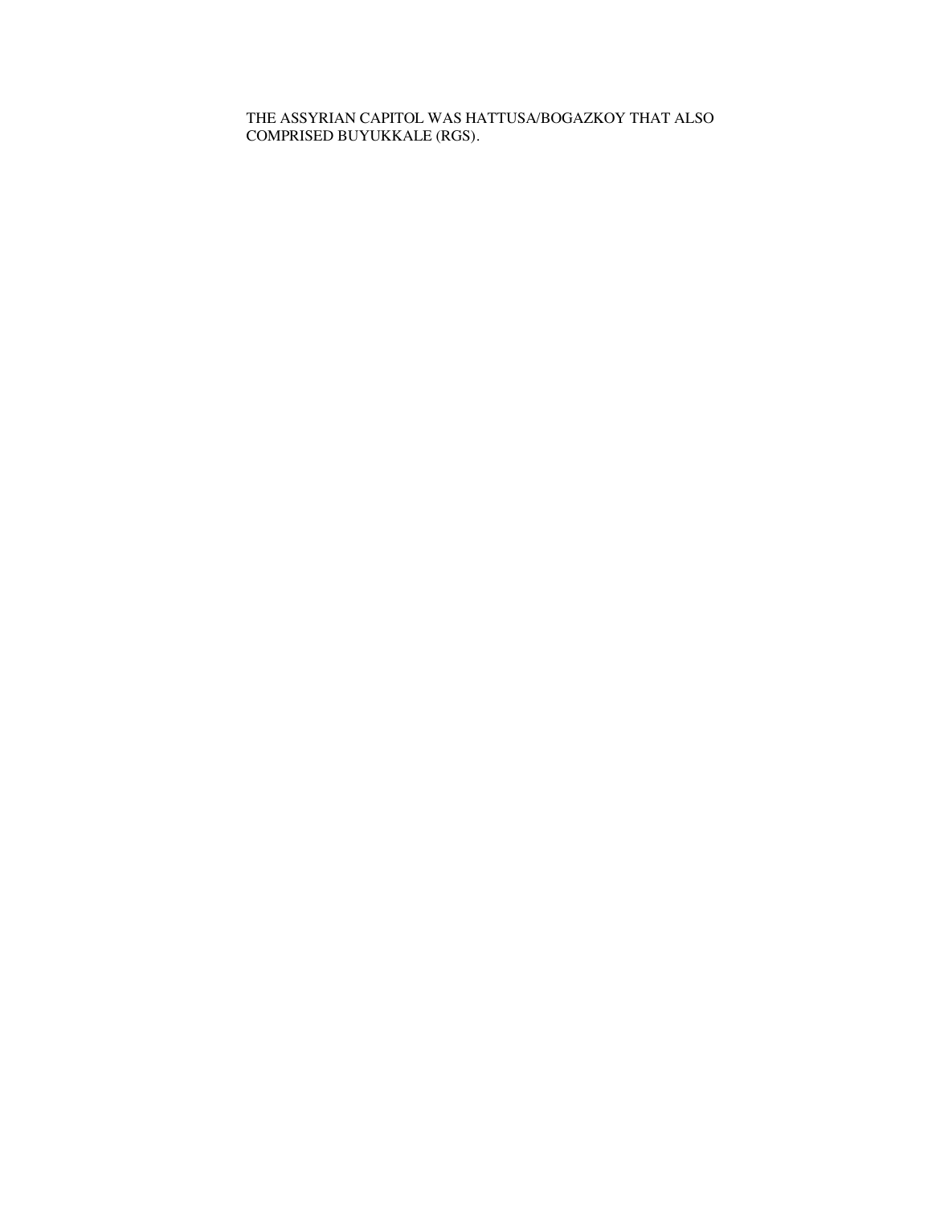THE ASSYRIAN CAPITOL WAS HATTUSA/BOGAZKOY THAT ALSO COMPRISED BUYUKKALE (RGS).